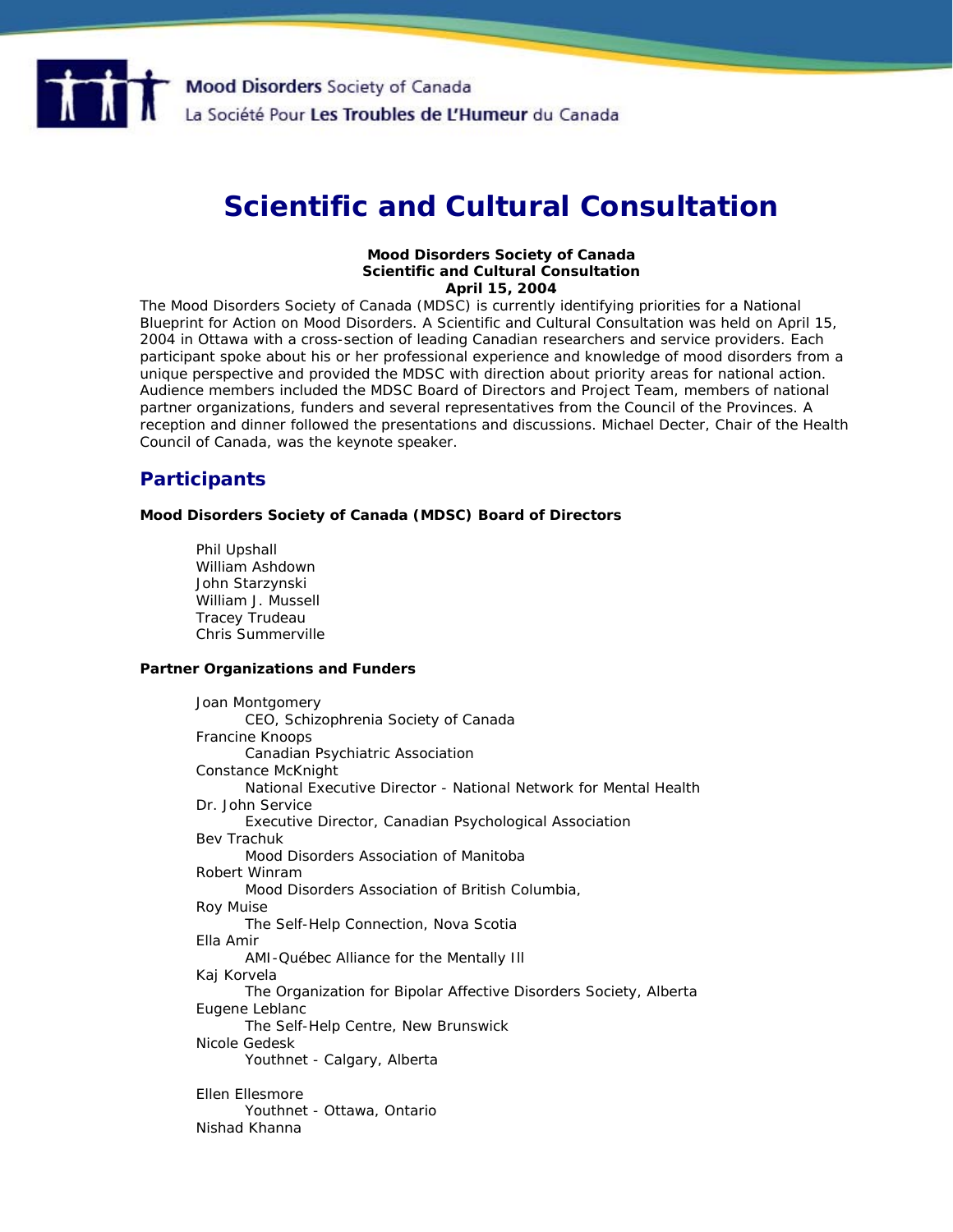Mood Disorders Society of Canada
La Société Pour Les Troubles de L'Humeur du Canada

# Scientific and Cultural Consultation

**Mood Disorders Society of Canada**
**Scientific and Cultural Consultation**
**April 15, 2004**

The Mood Disorders Society of Canada (MDSC) is currently identifying priorities for a National Blueprint for Action on Mood Disorders. A Scientific and Cultural Consultation was held on April 15, 2004 in Ottawa with a cross-section of leading Canadian researchers and service providers. Each participant spoke about his or her professional experience and knowledge of mood disorders from a unique perspective and provided the MDSC with direction about priority areas for national action. Audience members included the MDSC Board of Directors and Project Team, members of national partner organizations, funders and several representatives from the Council of the Provinces. A reception and dinner followed the presentations and discussions. Michael Decter, Chair of the Health Council of Canada, was the keynote speaker.

## Participants

**Mood Disorders Society of Canada (MDSC) Board of Directors**

Phil Upshall
William Ashdown
John Starzynski
William J. Mussell
Tracey Trudeau
Chris Summerville

**Partner Organizations and Funders**

Joan Montgomery
CEO, Schizophrenia Society of Canada
Francine Knoops
Canadian Psychiatric Association
Constance McKnight
National Executive Director - National Network for Mental Health
Dr. John Service
Executive Director, Canadian Psychological Association
Bev Trachuk
Mood Disorders Association of Manitoba
Robert Winram
Mood Disorders Association of British Columbia,
Roy Muise
The Self-Help Connection, Nova Scotia
Ella Amir
AMI-Québec Alliance for the Mentally Ill
Kaj Korvela
The Organization for Bipolar Affective Disorders Society, Alberta
Eugene Leblanc
The Self-Help Centre, New Brunswick
Nicole Gedesk
Youthnet - Calgary, Alberta

Ellen Ellesmore
Youthnet - Ottawa, Ontario
Nishad Khanna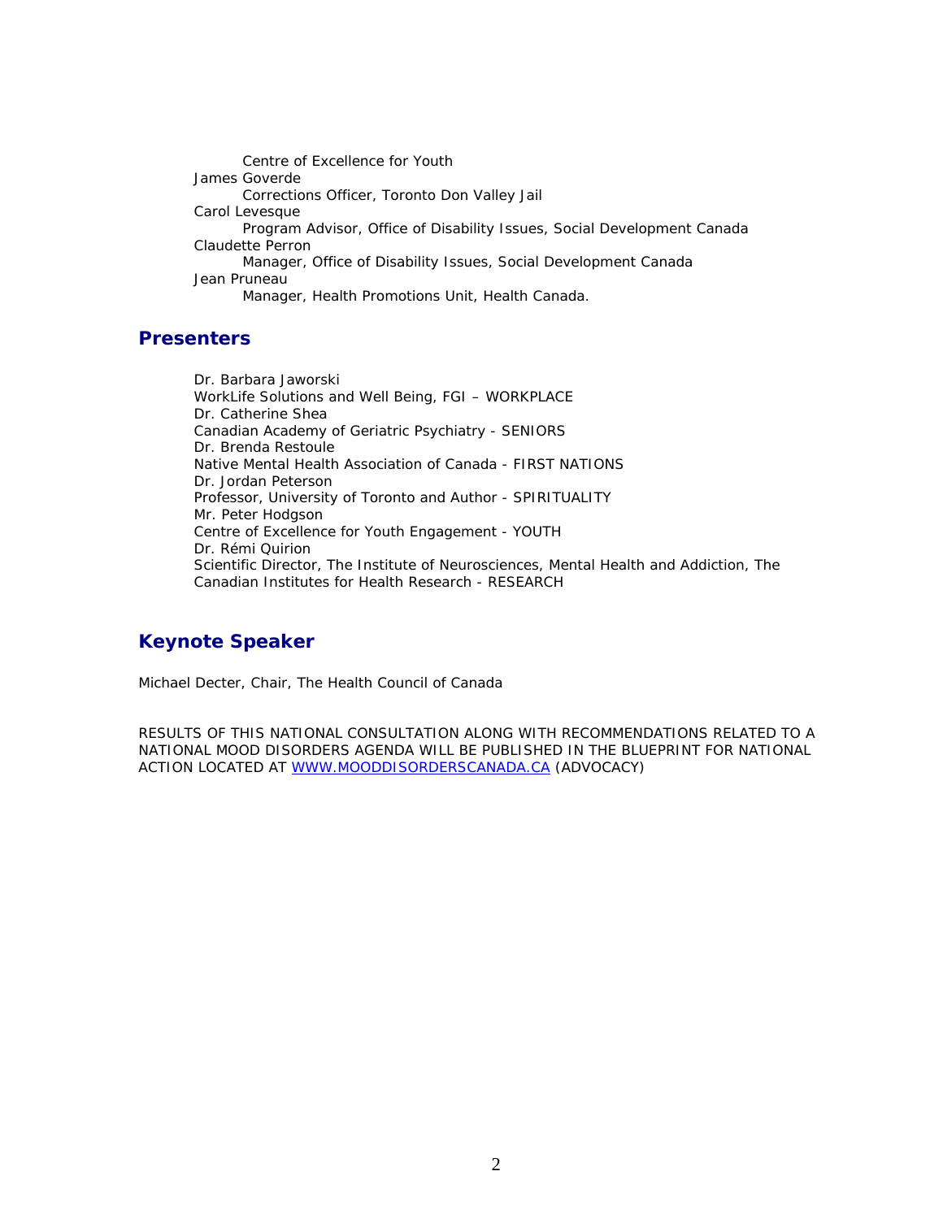Centre of Excellence for Youth

James Goverde

Corrections Officer, Toronto Don Valley Jail

Carol Levesque

Program Advisor, Office of Disability Issues, Social Development Canada

Claudette Perron

Manager, Office of Disability Issues, Social Development Canada

Jean Pruneau

Manager, Health Promotions Unit, Health Canada.

## Presenters

Dr. Barbara Jaworski
WorkLife Solutions and Well Being, FGI – WORKPLACE
Dr. Catherine Shea
Canadian Academy of Geriatric Psychiatry - SENIORS
Dr. Brenda Restoule
Native Mental Health Association of Canada - FIRST NATIONS
Dr. Jordan Peterson
Professor, University of Toronto and Author - SPIRITUALITY
Mr. Peter Hodgson
Centre of Excellence for Youth Engagement - YOUTH
Dr. Rémi Quirion
Scientific Director, The Institute of Neurosciences, Mental Health and Addiction, The Canadian Institutes for Health Research - RESEARCH

## Keynote Speaker

Michael Decter, Chair, The Health Council of Canada

RESULTS OF THIS NATIONAL CONSULTATION ALONG WITH RECOMMENDATIONS RELATED TO A NATIONAL MOOD DISORDERS AGENDA WILL BE PUBLISHED IN THE BLUEPRINT FOR NATIONAL ACTION LOCATED AT WWW.MOODDISORDERSCANADA.CA (ADVOCACY)